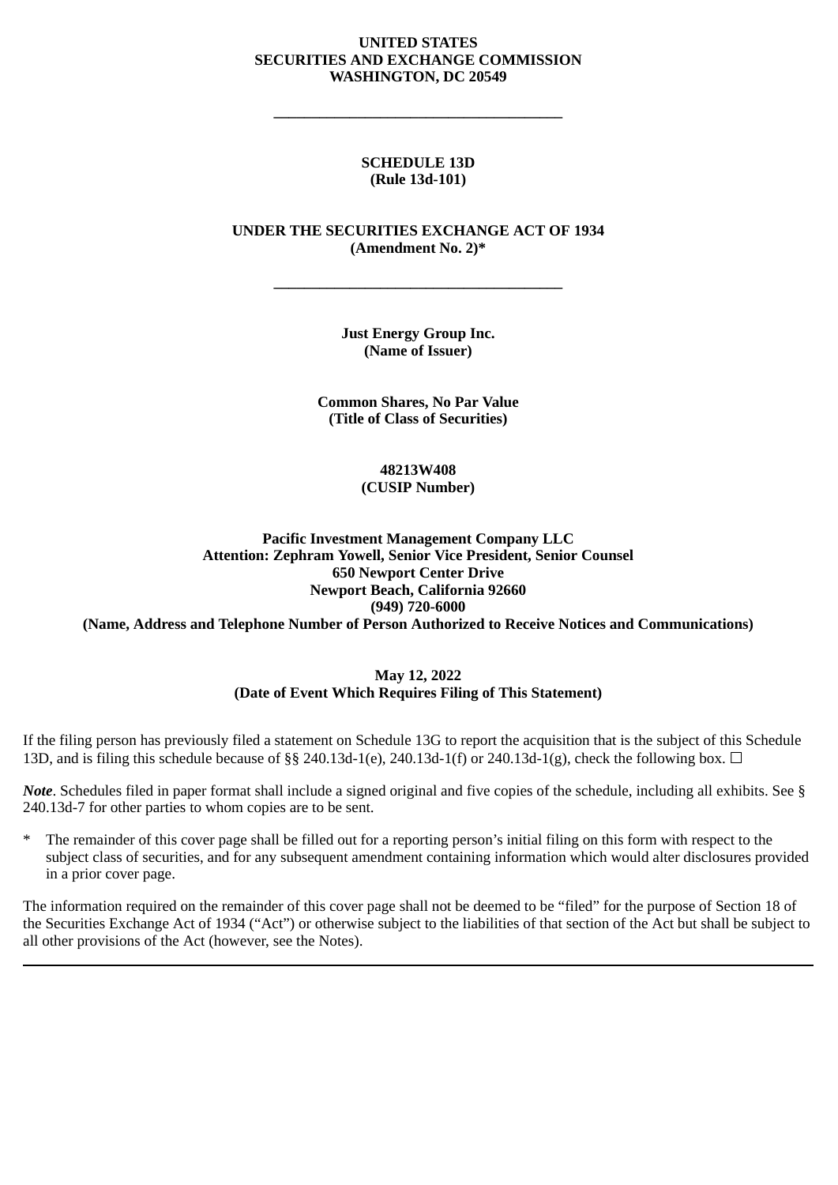**UNITED STATES**
**SECURITIES AND EXCHANGE COMMISSION**
**WASHINGTON, DC 20549**

---

**SCHEDULE 13D**
**(Rule 13d-101)**

**UNDER THE SECURITIES EXCHANGE ACT OF 1934**
**(Amendment No. 2)***

---

**Just Energy Group Inc.**
**(Name of Issuer)**

**Common Shares, No Par Value**
**(Title of Class of Securities)**

**48213W408**
**(CUSIP Number)**

**Pacific Investment Management Company LLC**
**Attention: Zephram Yowell, Senior Vice President, Senior Counsel**
**650 Newport Center Drive**
**Newport Beach, California 92660**
**(949) 720-6000**
**(Name, Address and Telephone Number of Person Authorized to Receive Notices and Communications)**

**May 12, 2022**
**(Date of Event Which Requires Filing of This Statement)**

If the filing person has previously filed a statement on Schedule 13G to report the acquisition that is the subject of this Schedule 13D, and is filing this schedule because of §§ 240.13d-1(e), 240.13d-1(f) or 240.13d-1(g), check the following box. ☐

***Note***. Schedules filed in paper format shall include a signed original and five copies of the schedule, including all exhibits. See § 240.13d-7 for other parties to whom copies are to be sent.

\* The remainder of this cover page shall be filled out for a reporting person's initial filing on this form with respect to the subject class of securities, and for any subsequent amendment containing information which would alter disclosures provided in a prior cover page.

The information required on the remainder of this cover page shall not be deemed to be "filed" for the purpose of Section 18 of the Securities Exchange Act of 1934 ("Act") or otherwise subject to the liabilities of that section of the Act but shall be subject to all other provisions of the Act (however, see the Notes).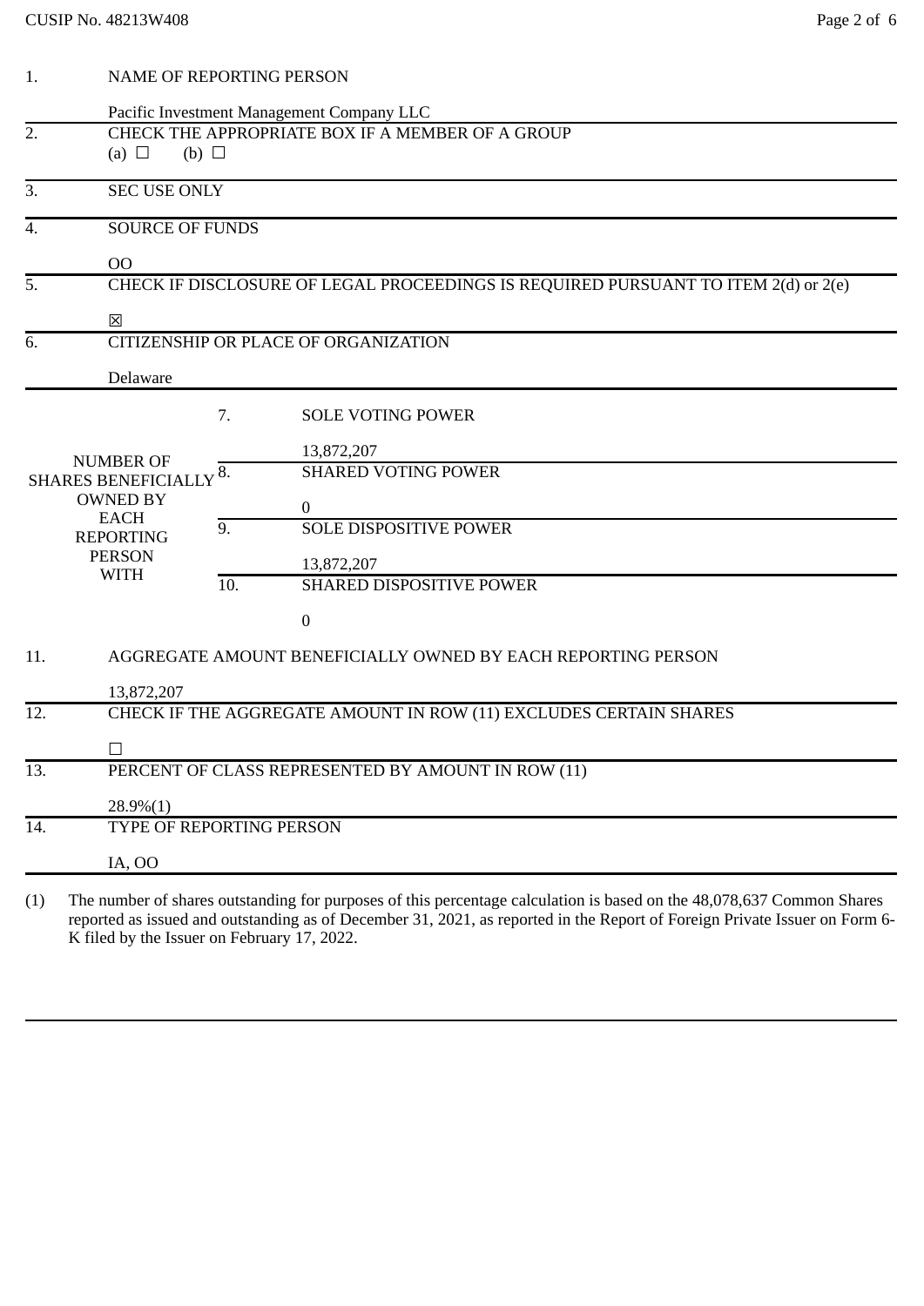CUSIP No. 48213W408

| | | | |
|---|---|---|---|
| 1. | NAME OF REPORTING PERSON<br><br>Pacific Investment Management Company LLC | | |
| 2. | CHECK THE APPROPRIATE BOX IF A MEMBER OF A GROUP<br>(a) ☐ (b) ☐ | | |
| 3. | SEC USE ONLY | | |
| 4. | SOURCE OF FUNDS<br><br>OO | | |
| 5. | CHECK IF DISCLOSURE OF LEGAL PROCEEDINGS IS REQUIRED PURSUANT TO ITEM 2(d) or 2(e)<br><br>☒ | | |
| 6. | CITIZENSHIP OR PLACE OF ORGANIZATION<br><br>Delaware | | |
| NUMBER OF SHARES BENEFICIALLY OWNED BY EACH REPORTING PERSON WITH | 7. | SOLE VOTING POWER<br><br>13,872,207 | |
| | 8. | SHARED VOTING POWER<br><br>0 | |
| | 9. | SOLE DISPOSITIVE POWER<br><br>13,872,207 | |
| | 10. | SHARED DISPOSITIVE POWER<br><br>0 | |
| 11. | AGGREGATE AMOUNT BENEFICIALLY OWNED BY EACH REPORTING PERSON<br><br>13,872,207 | | |
| 12. | CHECK IF THE AGGREGATE AMOUNT IN ROW (11) EXCLUDES CERTAIN SHARES<br><br>☐ | | |
| 13. | PERCENT OF CLASS REPRESENTED BY AMOUNT IN ROW (11)<br><br>28.9%(1) | | |
| 14. | TYPE OF REPORTING PERSON<br><br>IA, OO | | |

(1) The number of shares outstanding for purposes of this percentage calculation is based on the 48,078,637 Common Shares reported as issued and outstanding as of December 31, 2021, as reported in the Report of Foreign Private Issuer on Form 6-K filed by the Issuer on February 17, 2022.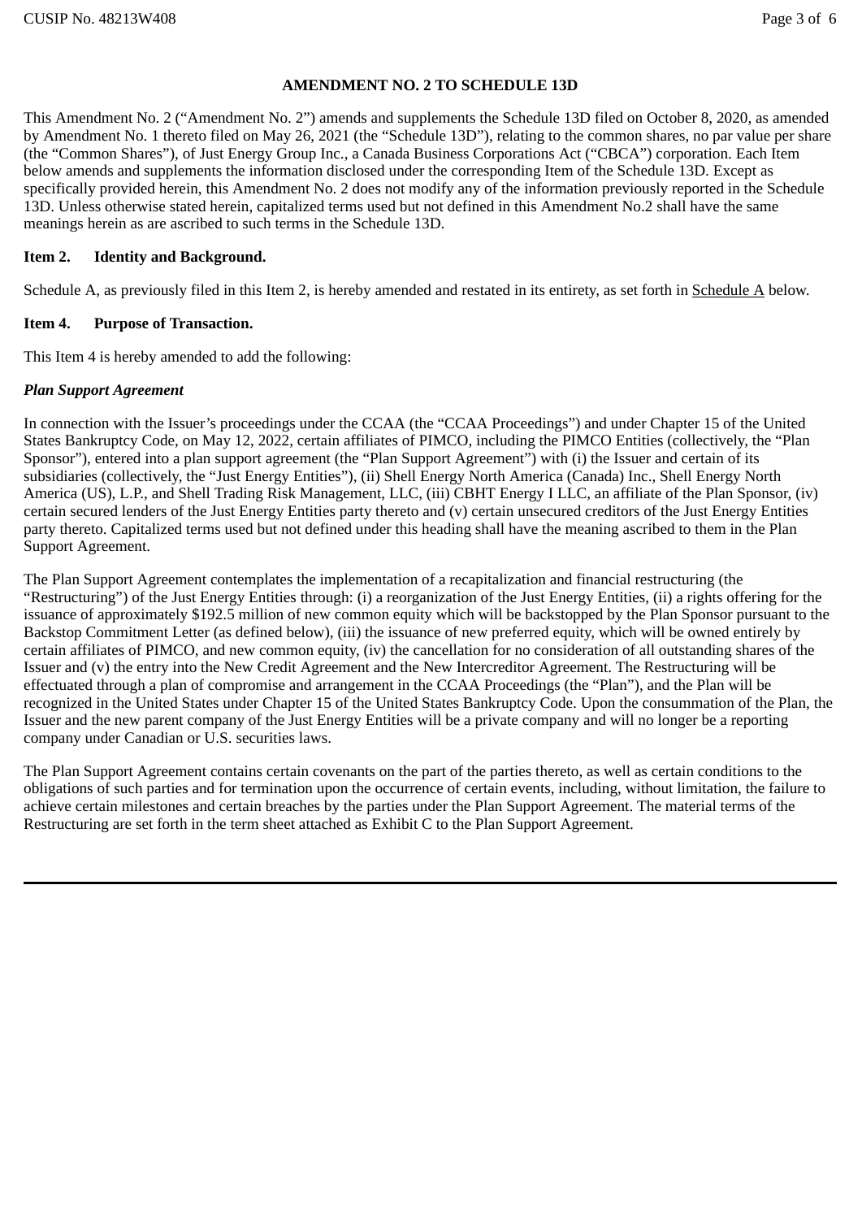## AMENDMENT NO. 2 TO SCHEDULE 13D

This Amendment No. 2 ("Amendment No. 2") amends and supplements the Schedule 13D filed on October 8, 2020, as amended by Amendment No. 1 thereto filed on May 26, 2021 (the "Schedule 13D"), relating to the common shares, no par value per share (the "Common Shares"), of Just Energy Group Inc., a Canada Business Corporations Act ("CBCA") corporation. Each Item below amends and supplements the information disclosed under the corresponding Item of the Schedule 13D. Except as specifically provided herein, this Amendment No. 2 does not modify any of the information previously reported in the Schedule 13D. Unless otherwise stated herein, capitalized terms used but not defined in this Amendment No.2 shall have the same meanings herein as are ascribed to such terms in the Schedule 13D.

**Item 2. Identity and Background.**

Schedule A, as previously filed in this Item 2, is hereby amended and restated in its entirety, as set forth in Schedule A below.

**Item 4. Purpose of Transaction.**

This Item 4 is hereby amended to add the following:

***Plan Support Agreement***

In connection with the Issuer's proceedings under the CCAA (the "CCAA Proceedings") and under Chapter 15 of the United States Bankruptcy Code, on May 12, 2022, certain affiliates of PIMCO, including the PIMCO Entities (collectively, the "Plan Sponsor"), entered into a plan support agreement (the "Plan Support Agreement") with (i) the Issuer and certain of its subsidiaries (collectively, the "Just Energy Entities"), (ii) Shell Energy North America (Canada) Inc., Shell Energy North America (US), L.P., and Shell Trading Risk Management, LLC, (iii) CBHT Energy I LLC, an affiliate of the Plan Sponsor, (iv) certain secured lenders of the Just Energy Entities party thereto and (v) certain unsecured creditors of the Just Energy Entities party thereto. Capitalized terms used but not defined under this heading shall have the meaning ascribed to them in the Plan Support Agreement.

The Plan Support Agreement contemplates the implementation of a recapitalization and financial restructuring (the "Restructuring") of the Just Energy Entities through: (i) a reorganization of the Just Energy Entities, (ii) a rights offering for the issuance of approximately $192.5 million of new common equity which will be backstopped by the Plan Sponsor pursuant to the Backstop Commitment Letter (as defined below), (iii) the issuance of new preferred equity, which will be owned entirely by certain affiliates of PIMCO, and new common equity, (iv) the cancellation for no consideration of all outstanding shares of the Issuer and (v) the entry into the New Credit Agreement and the New Intercreditor Agreement. The Restructuring will be effectuated through a plan of compromise and arrangement in the CCAA Proceedings (the "Plan"), and the Plan will be recognized in the United States under Chapter 15 of the United States Bankruptcy Code. Upon the consummation of the Plan, the Issuer and the new parent company of the Just Energy Entities will be a private company and will no longer be a reporting company under Canadian or U.S. securities laws.

The Plan Support Agreement contains certain covenants on the part of the parties thereto, as well as certain conditions to the obligations of such parties and for termination upon the occurrence of certain events, including, without limitation, the failure to achieve certain milestones and certain breaches by the parties under the Plan Support Agreement. The material terms of the Restructuring are set forth in the term sheet attached as Exhibit C to the Plan Support Agreement.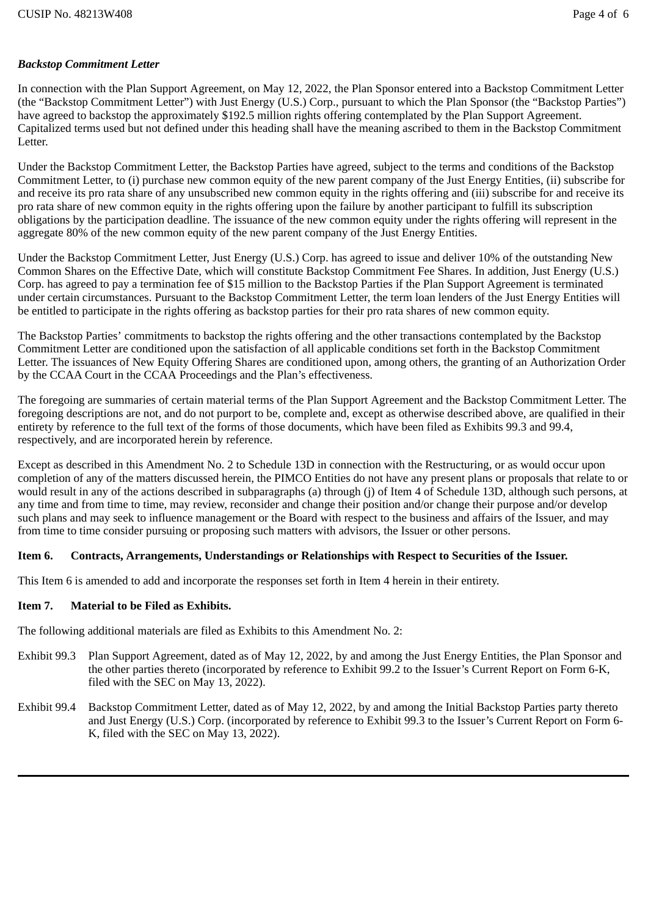***Backstop Commitment Letter***

In connection with the Plan Support Agreement, on May 12, 2022, the Plan Sponsor entered into a Backstop Commitment Letter (the "Backstop Commitment Letter") with Just Energy (U.S.) Corp., pursuant to which the Plan Sponsor (the "Backstop Parties") have agreed to backstop the approximately $192.5 million rights offering contemplated by the Plan Support Agreement. Capitalized terms used but not defined under this heading shall have the meaning ascribed to them in the Backstop Commitment Letter.

Under the Backstop Commitment Letter, the Backstop Parties have agreed, subject to the terms and conditions of the Backstop Commitment Letter, to (i) purchase new common equity of the new parent company of the Just Energy Entities, (ii) subscribe for and receive its pro rata share of any unsubscribed new common equity in the rights offering and (iii) subscribe for and receive its pro rata share of new common equity in the rights offering upon the failure by another participant to fulfill its subscription obligations by the participation deadline. The issuance of the new common equity under the rights offering will represent in the aggregate 80% of the new common equity of the new parent company of the Just Energy Entities.

Under the Backstop Commitment Letter, Just Energy (U.S.) Corp. has agreed to issue and deliver 10% of the outstanding New Common Shares on the Effective Date, which will constitute Backstop Commitment Fee Shares. In addition, Just Energy (U.S.) Corp. has agreed to pay a termination fee of $15 million to the Backstop Parties if the Plan Support Agreement is terminated under certain circumstances. Pursuant to the Backstop Commitment Letter, the term loan lenders of the Just Energy Entities will be entitled to participate in the rights offering as backstop parties for their pro rata shares of new common equity.

The Backstop Parties' commitments to backstop the rights offering and the other transactions contemplated by the Backstop Commitment Letter are conditioned upon the satisfaction of all applicable conditions set forth in the Backstop Commitment Letter. The issuances of New Equity Offering Shares are conditioned upon, among others, the granting of an Authorization Order by the CCAA Court in the CCAA Proceedings and the Plan's effectiveness.

The foregoing are summaries of certain material terms of the Plan Support Agreement and the Backstop Commitment Letter. The foregoing descriptions are not, and do not purport to be, complete and, except as otherwise described above, are qualified in their entirety by reference to the full text of the forms of those documents, which have been filed as Exhibits 99.3 and 99.4, respectively, and are incorporated herein by reference.

Except as described in this Amendment No. 2 to Schedule 13D in connection with the Restructuring, or as would occur upon completion of any of the matters discussed herein, the PIMCO Entities do not have any present plans or proposals that relate to or would result in any of the actions described in subparagraphs (a) through (j) of Item 4 of Schedule 13D, although such persons, at any time and from time to time, may review, reconsider and change their position and/or change their purpose and/or develop such plans and may seek to influence management or the Board with respect to the business and affairs of the Issuer, and may from time to time consider pursuing or proposing such matters with advisors, the Issuer or other persons.

**Item 6. Contracts, Arrangements, Understandings or Relationships with Respect to Securities of the Issuer.**

This Item 6 is amended to add and incorporate the responses set forth in Item 4 herein in their entirety.

**Item 7. Material to be Filed as Exhibits.**

The following additional materials are filed as Exhibits to this Amendment No. 2:

Exhibit 99.3 Plan Support Agreement, dated as of May 12, 2022, by and among the Just Energy Entities, the Plan Sponsor and the other parties thereto (incorporated by reference to Exhibit 99.2 to the Issuer's Current Report on Form 6-K, filed with the SEC on May 13, 2022).

Exhibit 99.4 Backstop Commitment Letter, dated as of May 12, 2022, by and among the Initial Backstop Parties party thereto and Just Energy (U.S.) Corp. (incorporated by reference to Exhibit 99.3 to the Issuer's Current Report on Form 6-K, filed with the SEC on May 13, 2022).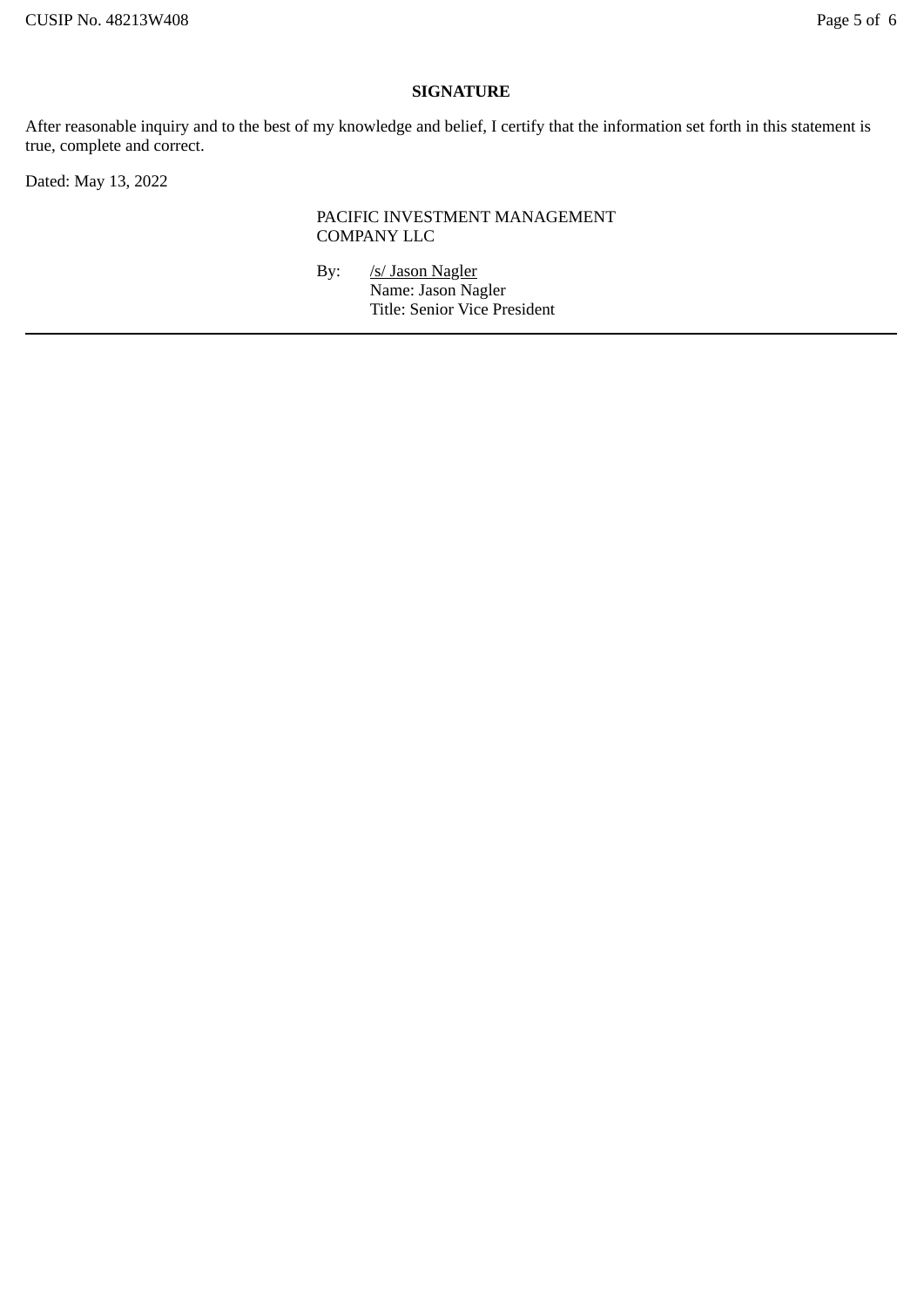## SIGNATURE

After reasonable inquiry and to the best of my knowledge and belief, I certify that the information set forth in this statement is true, complete and correct.

Dated: May 13, 2022

PACIFIC INVESTMENT MANAGEMENT COMPANY LLC

By: /s/ Jason Nagler
Name: Jason Nagler
Title: Senior Vice President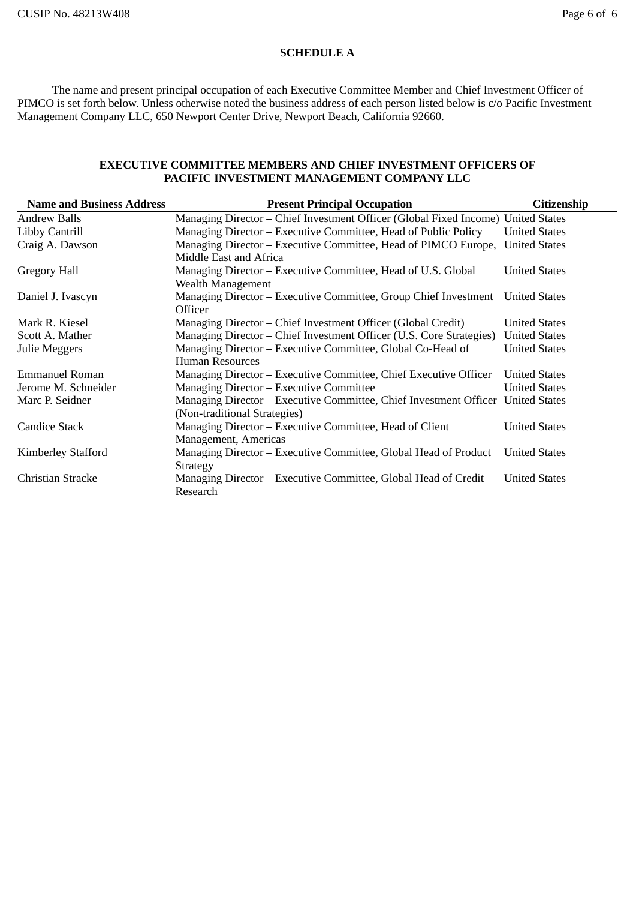## SCHEDULE A

The name and present principal occupation of each Executive Committee Member and Chief Investment Officer of PIMCO is set forth below. Unless otherwise noted the business address of each person listed below is c/o Pacific Investment Management Company LLC, 650 Newport Center Drive, Newport Beach, California 92660.

### EXECUTIVE COMMITTEE MEMBERS AND CHIEF INVESTMENT OFFICERS OF PACIFIC INVESTMENT MANAGEMENT COMPANY LLC

| Name and Business Address | Present Principal Occupation | Citizenship |
|---|---|---|
| Andrew Balls | Managing Director – Chief Investment Officer (Global Fixed Income) | United States |
| Libby Cantrill | Managing Director – Executive Committee, Head of Public Policy | United States |
| Craig A. Dawson | Managing Director – Executive Committee, Head of PIMCO Europe, Middle East and Africa | United States |
| Gregory Hall | Managing Director – Executive Committee, Head of U.S. Global Wealth Management | United States |
| Daniel J. Ivascyn | Managing Director – Executive Committee, Group Chief Investment Officer | United States |
| Mark R. Kiesel | Managing Director – Chief Investment Officer (Global Credit) | United States |
| Scott A. Mather | Managing Director – Chief Investment Officer (U.S. Core Strategies) | United States |
| Julie Meggers | Managing Director – Executive Committee, Global Co-Head of Human Resources | United States |
| Emmanuel Roman | Managing Director – Executive Committee, Chief Executive Officer | United States |
| Jerome M. Schneider | Managing Director – Executive Committee | United States |
| Marc P. Seidner | Managing Director – Executive Committee, Chief Investment Officer (Non-traditional Strategies) | United States |
| Candice Stack | Managing Director – Executive Committee, Head of Client Management, Americas | United States |
| Kimberley Stafford | Managing Director – Executive Committee, Global Head of Product Strategy | United States |
| Christian Stracke | Managing Director – Executive Committee, Global Head of Credit Research | United States |